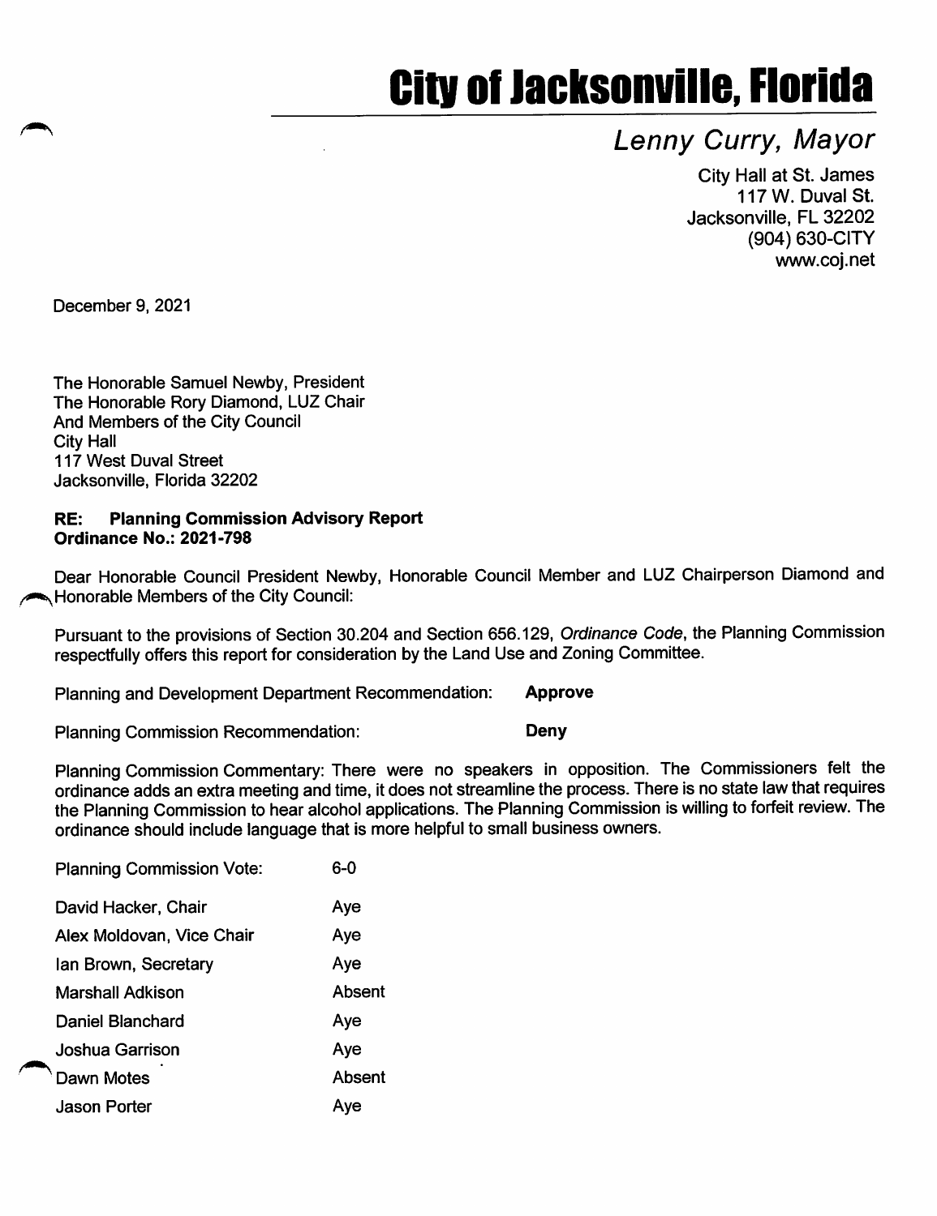# City of Jacksonville, Florida

*Lenny Curry, Mayor*

City Hall at St. James
117 W. Duval St.
Jacksonville, FL 32202
(904) 630-CITY
www.coj.net

December 9, 2021

The Honorable Samuel Newby, President
The Honorable Rory Diamond, LUZ Chair
And Members of the City Council
City Hall
117 West Duval Street
Jacksonville, Florida 32202

**RE: Planning Commission Advisory Report**
**Ordinance No.: 2021-798**

Dear Honorable Council President Newby, Honorable Council Member and LUZ Chairperson Diamond and Honorable Members of the City Council:

Pursuant to the provisions of Section 30.204 and Section 656.129, *Ordinance Code*, the Planning Commission respectfully offers this report for consideration by the Land Use and Zoning Committee.

Planning and Development Department Recommendation: **Approve**

Planning Commission Recommendation: **Deny**

Planning Commission Commentary: There were no speakers in opposition. The Commissioners felt the ordinance adds an extra meeting and time, it does not streamline the process. There is no state law that requires the Planning Commission to hear alcohol applications. The Planning Commission is willing to forfeit review. The ordinance should include language that is more helpful to small business owners.

| Planning Commission Vote: | 6-0 |
|---|---|
| David Hacker, Chair | Aye |
| Alex Moldovan, Vice Chair | Aye |
| Ian Brown, Secretary | Aye |
| Marshall Adkison | Absent |
| Daniel Blanchard | Aye |
| Joshua Garrison | Aye |
| Dawn Motes | Absent |
| Jason Porter | Aye |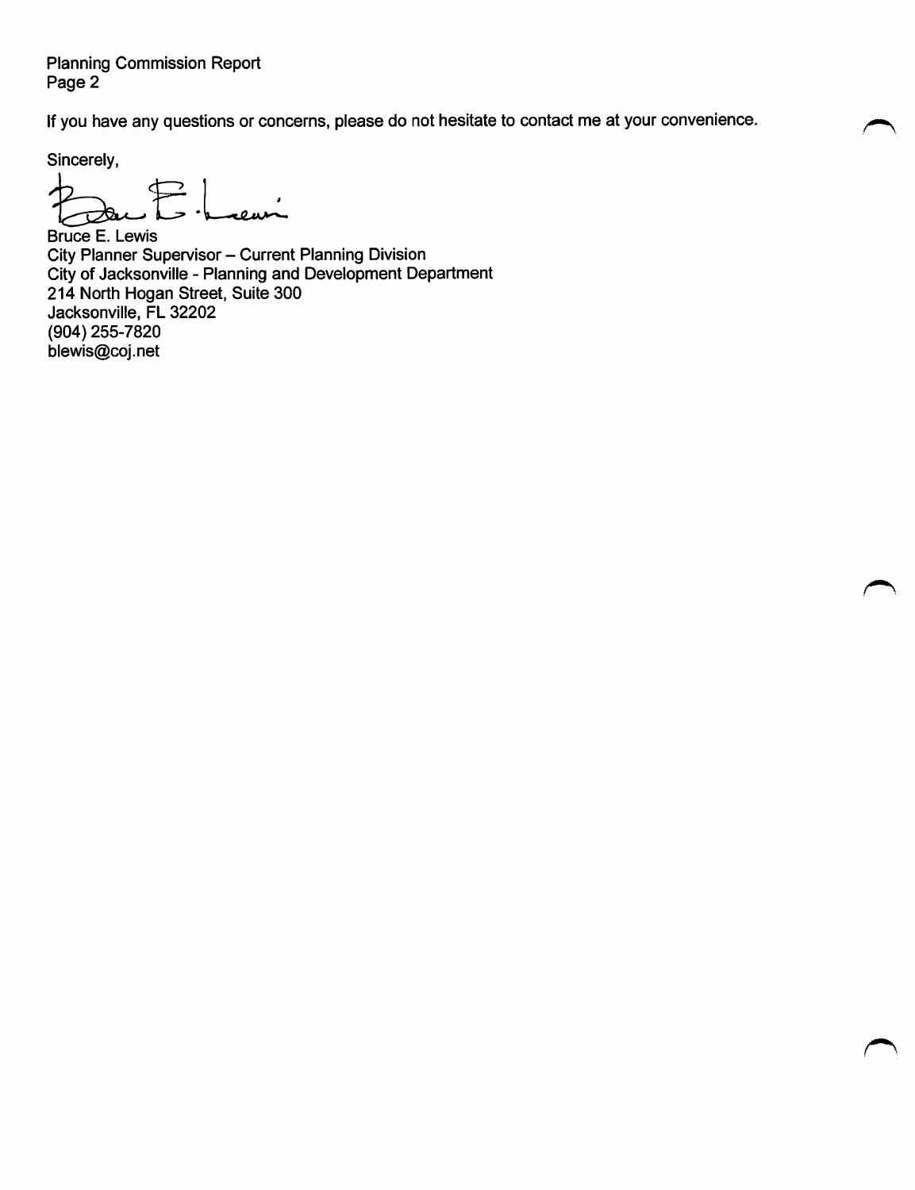If you have any questions or concerns, please do not hesitate to contact me at your convenience.

Sincerely,

Bruce E. Lewis
City Planner Supervisor – Current Planning Division
City of Jacksonville - Planning and Development Department
214 North Hogan Street, Suite 300
Jacksonville, FL 32202
(904) 255-7820
blewis@coj.net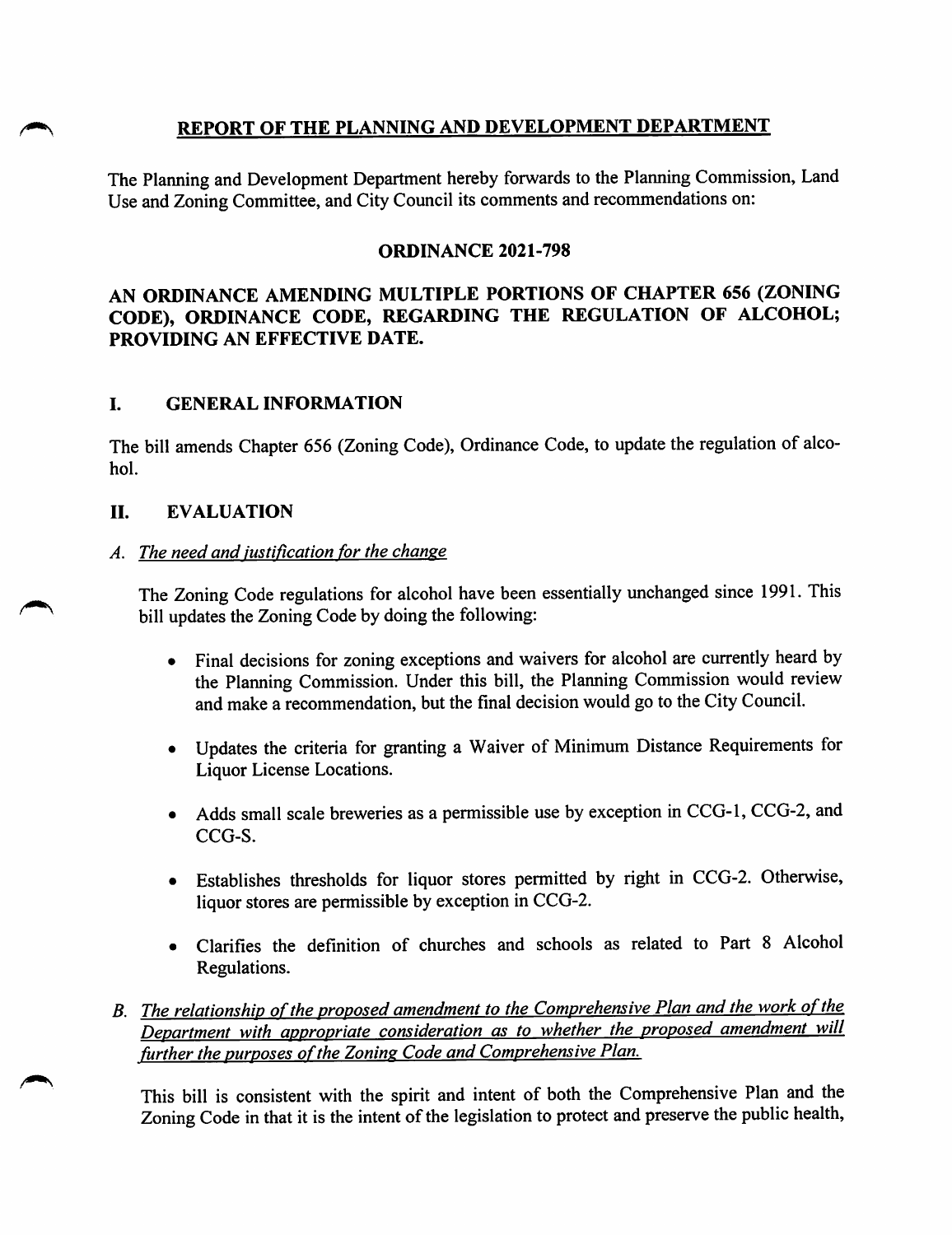# REPORT OF THE PLANNING AND DEVELOPMENT DEPARTMENT

The Planning and Development Department hereby forwards to the Planning Commission, Land Use and Zoning Committee, and City Council its comments and recommendations on:

## ORDINANCE 2021-798

## AN ORDINANCE AMENDING MULTIPLE PORTIONS OF CHAPTER 656 (ZONING CODE), ORDINANCE CODE, REGARDING THE REGULATION OF ALCOHOL; PROVIDING AN EFFECTIVE DATE.

## I. GENERAL INFORMATION

The bill amends Chapter 656 (Zoning Code), Ordinance Code, to update the regulation of alcohol.

## II. EVALUATION

*A. The need and justification for the change*

The Zoning Code regulations for alcohol have been essentially unchanged since 1991. This bill updates the Zoning Code by doing the following:

- Final decisions for zoning exceptions and waivers for alcohol are currently heard by the Planning Commission. Under this bill, the Planning Commission would review and make a recommendation, but the final decision would go to the City Council.
- Updates the criteria for granting a Waiver of Minimum Distance Requirements for Liquor License Locations.
- Adds small scale breweries as a permissible use by exception in CCG-1, CCG-2, and CCG-S.
- Establishes thresholds for liquor stores permitted by right in CCG-2. Otherwise, liquor stores are permissible by exception in CCG-2.
- Clarifies the definition of churches and schools as related to Part 8 Alcohol Regulations.

*B. The relationship of the proposed amendment to the Comprehensive Plan and the work of the Department with appropriate consideration as to whether the proposed amendment will further the purposes of the Zoning Code and Comprehensive Plan.*

This bill is consistent with the spirit and intent of both the Comprehensive Plan and the Zoning Code in that it is the intent of the legislation to protect and preserve the public health,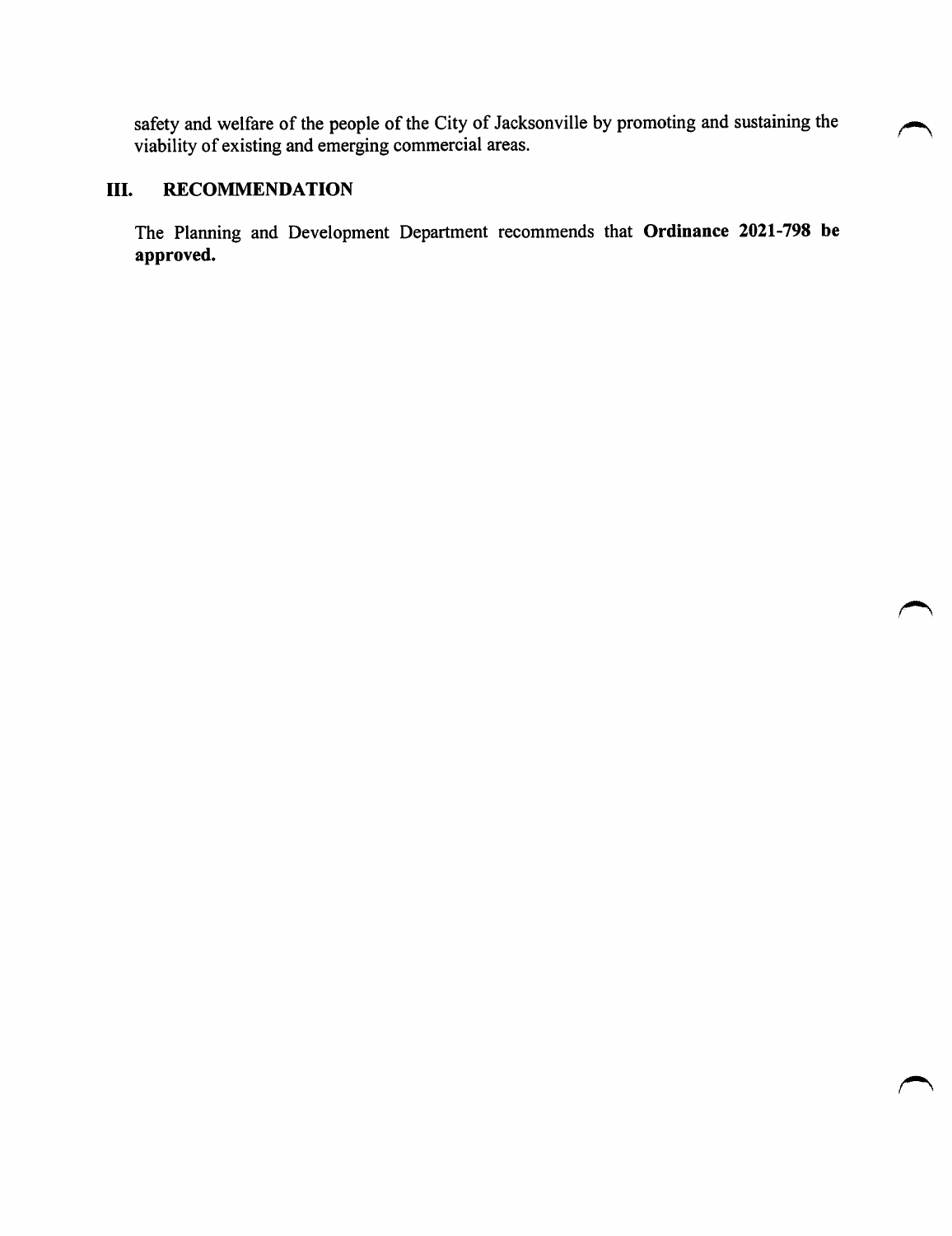safety and welfare of the people of the City of Jacksonville by promoting and sustaining the viability of existing and emerging commercial areas.

## III. RECOMMENDATION

The Planning and Development Department recommends that **Ordinance 2021-798 be approved.**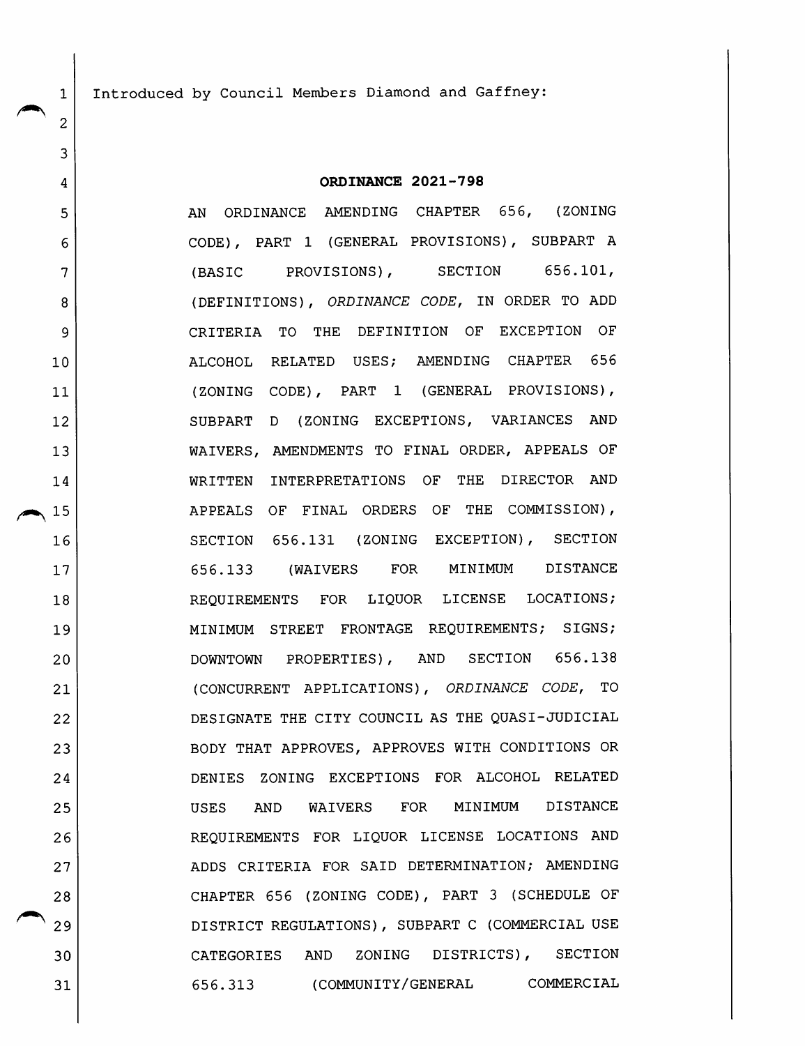Introduced by Council Members Diamond and Gaffney:

# ORDINANCE 2021-798

AN ORDINANCE AMENDING CHAPTER 656, (ZONING CODE), PART 1 (GENERAL PROVISIONS), SUBPART A (BASIC PROVISIONS), SECTION 656.101, (DEFINITIONS), *ORDINANCE CODE*, IN ORDER TO ADD CRITERIA TO THE DEFINITION OF EXCEPTION OF ALCOHOL RELATED USES; AMENDING CHAPTER 656 (ZONING CODE), PART 1 (GENERAL PROVISIONS), SUBPART D (ZONING EXCEPTIONS, VARIANCES AND WAIVERS, AMENDMENTS TO FINAL ORDER, APPEALS OF WRITTEN INTERPRETATIONS OF THE DIRECTOR AND APPEALS OF FINAL ORDERS OF THE COMMISSION), SECTION 656.131 (ZONING EXCEPTION), SECTION 656.133 (WAIVERS FOR MINIMUM DISTANCE REQUIREMENTS FOR LIQUOR LICENSE LOCATIONS; MINIMUM STREET FRONTAGE REQUIREMENTS; SIGNS; DOWNTOWN PROPERTIES), AND SECTION 656.138 (CONCURRENT APPLICATIONS), *ORDINANCE CODE*, TO DESIGNATE THE CITY COUNCIL AS THE QUASI-JUDICIAL BODY THAT APPROVES, APPROVES WITH CONDITIONS OR DENIES ZONING EXCEPTIONS FOR ALCOHOL RELATED USES AND WAIVERS FOR MINIMUM DISTANCE REQUIREMENTS FOR LIQUOR LICENSE LOCATIONS AND ADDS CRITERIA FOR SAID DETERMINATION; AMENDING CHAPTER 656 (ZONING CODE), PART 3 (SCHEDULE OF DISTRICT REGULATIONS), SUBPART C (COMMERCIAL USE CATEGORIES AND ZONING DISTRICTS), SECTION 656.313 (COMMUNITY/GENERAL COMMERCIAL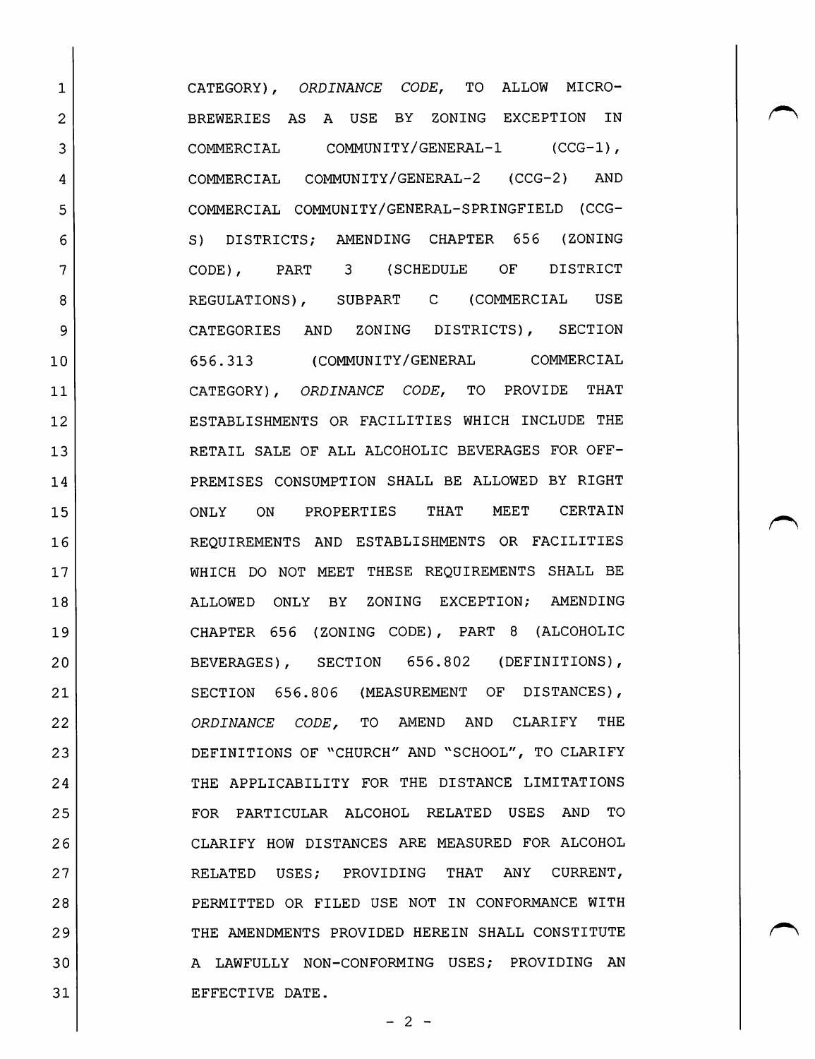CATEGORY), *ORDINANCE CODE*, TO ALLOW MICRO-BREWERIES AS A USE BY ZONING EXCEPTION IN COMMERCIAL COMMUNITY/GENERAL-1 (CCG-1), COMMERCIAL COMMUNITY/GENERAL-2 (CCG-2) AND COMMERCIAL COMMUNITY/GENERAL-SPRINGFIELD (CCG-S) DISTRICTS; AMENDING CHAPTER 656 (ZONING CODE), PART 3 (SCHEDULE OF DISTRICT REGULATIONS), SUBPART C (COMMERCIAL USE CATEGORIES AND ZONING DISTRICTS), SECTION 656.313 (COMMUNITY/GENERAL COMMERCIAL CATEGORY), *ORDINANCE CODE*, TO PROVIDE THAT ESTABLISHMENTS OR FACILITIES WHICH INCLUDE THE RETAIL SALE OF ALL ALCOHOLIC BEVERAGES FOR OFF-PREMISES CONSUMPTION SHALL BE ALLOWED BY RIGHT ONLY ON PROPERTIES THAT MEET CERTAIN REQUIREMENTS AND ESTABLISHMENTS OR FACILITIES WHICH DO NOT MEET THESE REQUIREMENTS SHALL BE ALLOWED ONLY BY ZONING EXCEPTION; AMENDING CHAPTER 656 (ZONING CODE), PART 8 (ALCOHOLIC BEVERAGES), SECTION 656.802 (DEFINITIONS), SECTION 656.806 (MEASUREMENT OF DISTANCES), *ORDINANCE CODE*, TO AMEND AND CLARIFY THE DEFINITIONS OF "CHURCH" AND "SCHOOL", TO CLARIFY THE APPLICABILITY FOR THE DISTANCE LIMITATIONS FOR PARTICULAR ALCOHOL RELATED USES AND TO CLARIFY HOW DISTANCES ARE MEASURED FOR ALCOHOL RELATED USES; PROVIDING THAT ANY CURRENT, PERMITTED OR FILED USE NOT IN CONFORMANCE WITH THE AMENDMENTS PROVIDED HEREIN SHALL CONSTITUTE A LAWFULLY NON-CONFORMING USES; PROVIDING AN EFFECTIVE DATE.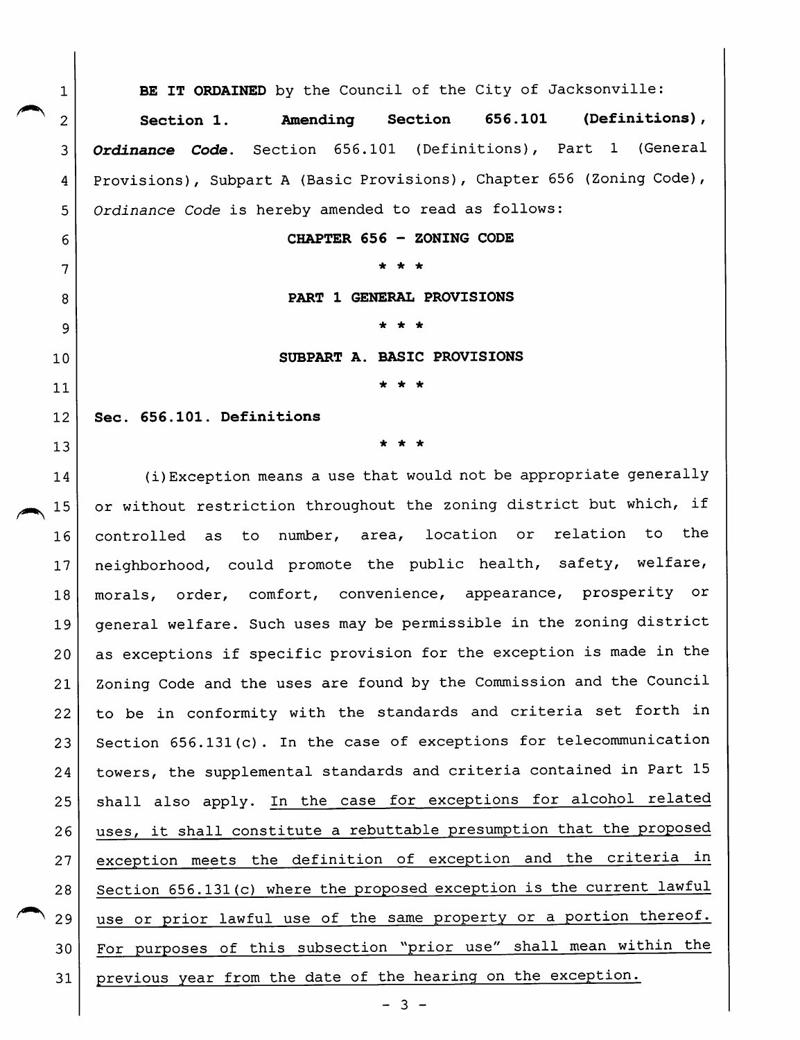**BE IT ORDAINED** by the Council of the City of Jacksonville:

**Section 1. Amending Section 656.101 (Definitions), *Ordinance Code*.** Section 656.101 (Definitions), Part 1 (General Provisions), Subpart A (Basic Provisions), Chapter 656 (Zoning Code), *Ordinance Code* is hereby amended to read as follows:

**CHAPTER 656 - ZONING CODE**

\* \* \*

**PART 1 GENERAL PROVISIONS**

\* \* \*

**SUBPART A. BASIC PROVISIONS**

\* \* \*

**Sec. 656.101. Definitions**

\* \* \*

(i)Exception means a use that would not be appropriate generally or without restriction throughout the zoning district but which, if controlled as to number, area, location or relation to the neighborhood, could promote the public health, safety, welfare, morals, order, comfort, convenience, appearance, prosperity or general welfare. Such uses may be permissible in the zoning district as exceptions if specific provision for the exception is made in the Zoning Code and the uses are found by the Commission and the Council to be in conformity with the standards and criteria set forth in Section 656.131(c). In the case of exceptions for telecommunication towers, the supplemental standards and criteria contained in Part 15 shall also apply. <u>In the case for exceptions for alcohol related uses, it shall constitute a rebuttable presumption that the proposed exception meets the definition of exception and the criteria in Section 656.131(c) where the proposed exception is the current lawful use or prior lawful use of the same property or a portion thereof. For purposes of this subsection "prior use" shall mean within the previous year from the date of the hearing on the exception.</u>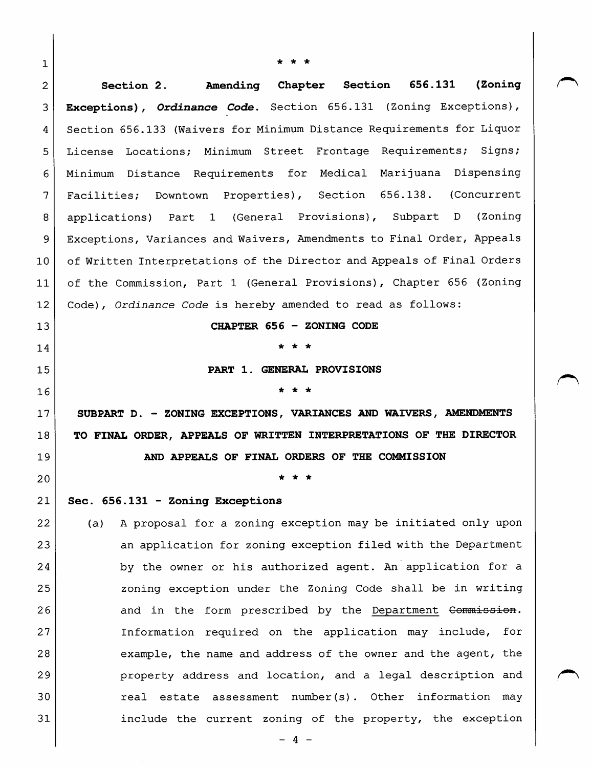\* \* \*

**Section 2. Amending Chapter Section 656.131 (Zoning Exceptions), *Ordinance Code*.** Section 656.131 (Zoning Exceptions), Section 656.133 (Waivers for Minimum Distance Requirements for Liquor License Locations; Minimum Street Frontage Requirements; Signs; Minimum Distance Requirements for Medical Marijuana Dispensing Facilities; Downtown Properties), Section 656.138. (Concurrent applications) Part 1 (General Provisions), Subpart D (Zoning Exceptions, Variances and Waivers, Amendments to Final Order, Appeals of Written Interpretations of the Director and Appeals of Final Orders of the Commission, Part 1 (General Provisions), Chapter 656 (Zoning Code), *Ordinance Code* is hereby amended to read as follows:

**CHAPTER 656 – ZONING CODE**

\* \* \*

**PART 1. GENERAL PROVISIONS**

\* \* \*

**SUBPART D. – ZONING EXCEPTIONS, VARIANCES AND WAIVERS, AMENDMENTS TO FINAL ORDER, APPEALS OF WRITTEN INTERPRETATIONS OF THE DIRECTOR AND APPEALS OF FINAL ORDERS OF THE COMMISSION**

\* \* \*

**Sec. 656.131 – Zoning Exceptions**

(a) A proposal for a zoning exception may be initiated only upon an application for zoning exception filed with the Department by the owner or his authorized agent. An application for a zoning exception under the Zoning Code shall be in writing and in the form prescribed by the <u>Department</u> ~~Commission~~. Information required on the application may include, for example, the name and address of the owner and the agent, the property address and location, and a legal description and real estate assessment number(s). Other information may include the current zoning of the property, the exception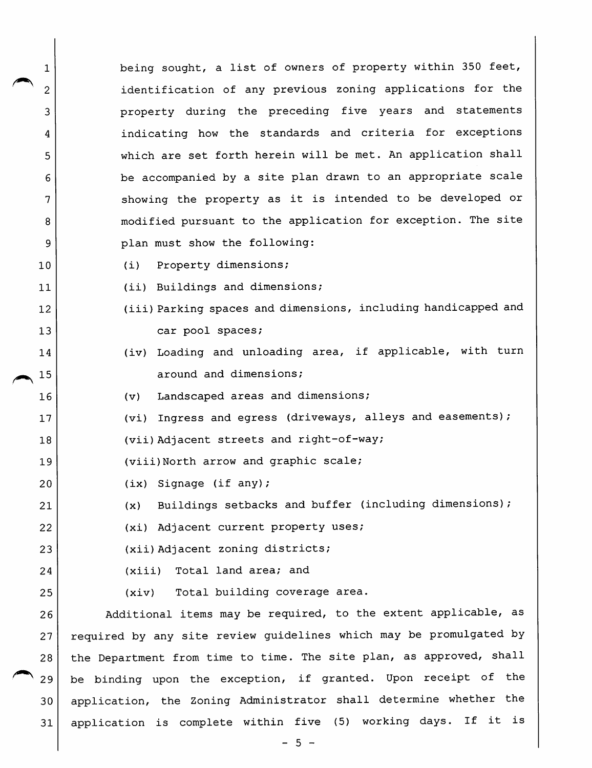being sought, a list of owners of property within 350 feet, identification of any previous zoning applications for the property during the preceding five years and statements indicating how the standards and criteria for exceptions which are set forth herein will be met. An application shall be accompanied by a site plan drawn to an appropriate scale showing the property as it is intended to be developed or modified pursuant to the application for exception. The site plan must show the following:

(i) Property dimensions;

(ii) Buildings and dimensions;

(iii) Parking spaces and dimensions, including handicapped and car pool spaces;

(iv) Loading and unloading area, if applicable, with turn around and dimensions;

(v) Landscaped areas and dimensions;

(vi) Ingress and egress (driveways, alleys and easements);

(vii) Adjacent streets and right-of-way;

(viii) North arrow and graphic scale;

(ix) Signage (if any);

(x) Buildings setbacks and buffer (including dimensions);

(xi) Adjacent current property uses;

(xii) Adjacent zoning districts;

(xiii) Total land area; and

(xiv) Total building coverage area.

Additional items may be required, to the extent applicable, as required by any site review guidelines which may be promulgated by the Department from time to time. The site plan, as approved, shall be binding upon the exception, if granted. Upon receipt of the application, the Zoning Administrator shall determine whether the application is complete within five (5) working days. If it is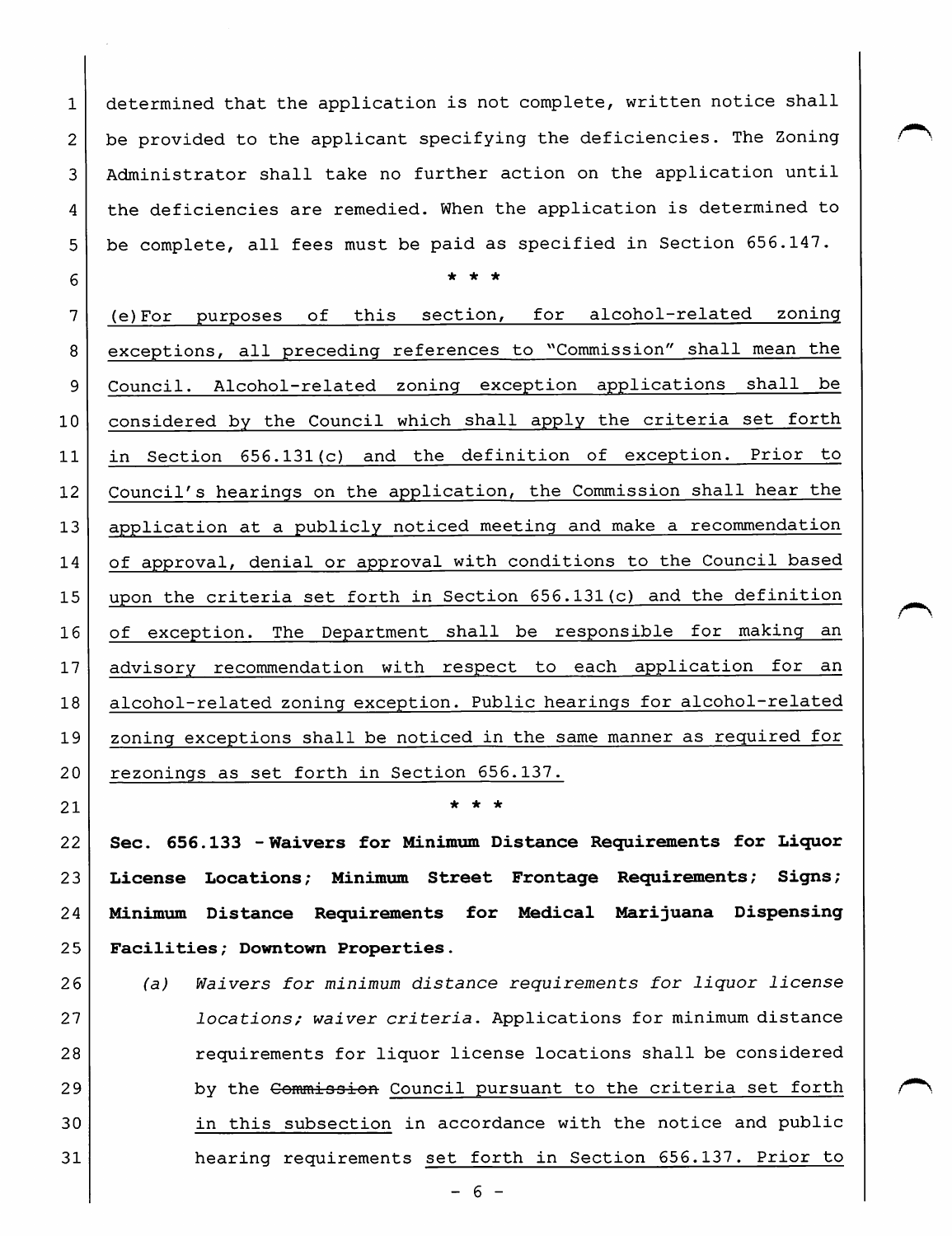determined that the application is not complete, written notice shall be provided to the applicant specifying the deficiencies. The Zoning Administrator shall take no further action on the application until the deficiencies are remedied. When the application is determined to be complete, all fees must be paid as specified in Section 656.147.

\* \* \*

<u>(e) For purposes of this section, for alcohol-related zoning exceptions, all preceding references to "Commission" shall mean the Council. Alcohol-related zoning exception applications shall be considered by the Council which shall apply the criteria set forth in Section 656.131(c) and the definition of exception. Prior to Council's hearings on the application, the Commission shall hear the application at a publicly noticed meeting and make a recommendation of approval, denial or approval with conditions to the Council based upon the criteria set forth in Section 656.131(c) and the definition of exception. The Department shall be responsible for making an advisory recommendation with respect to each application for an alcohol-related zoning exception. Public hearings for alcohol-related zoning exceptions shall be noticed in the same manner as required for rezonings as set forth in Section 656.137.</u>

\* \* \*

**Sec. 656.133 - Waivers for Minimum Distance Requirements for Liquor License Locations; Minimum Street Frontage Requirements; Signs; Minimum Distance Requirements for Medical Marijuana Dispensing Facilities; Downtown Properties.**

(a) *Waivers for minimum distance requirements for liquor license locations; waiver criteria.* Applications for minimum distance requirements for liquor license locations shall be considered by the ~~Commission~~ <u>Council pursuant to the criteria set forth in this subsection</u> in accordance with the notice and public hearing requirements <u>set forth in Section 656.137. Prior to</u>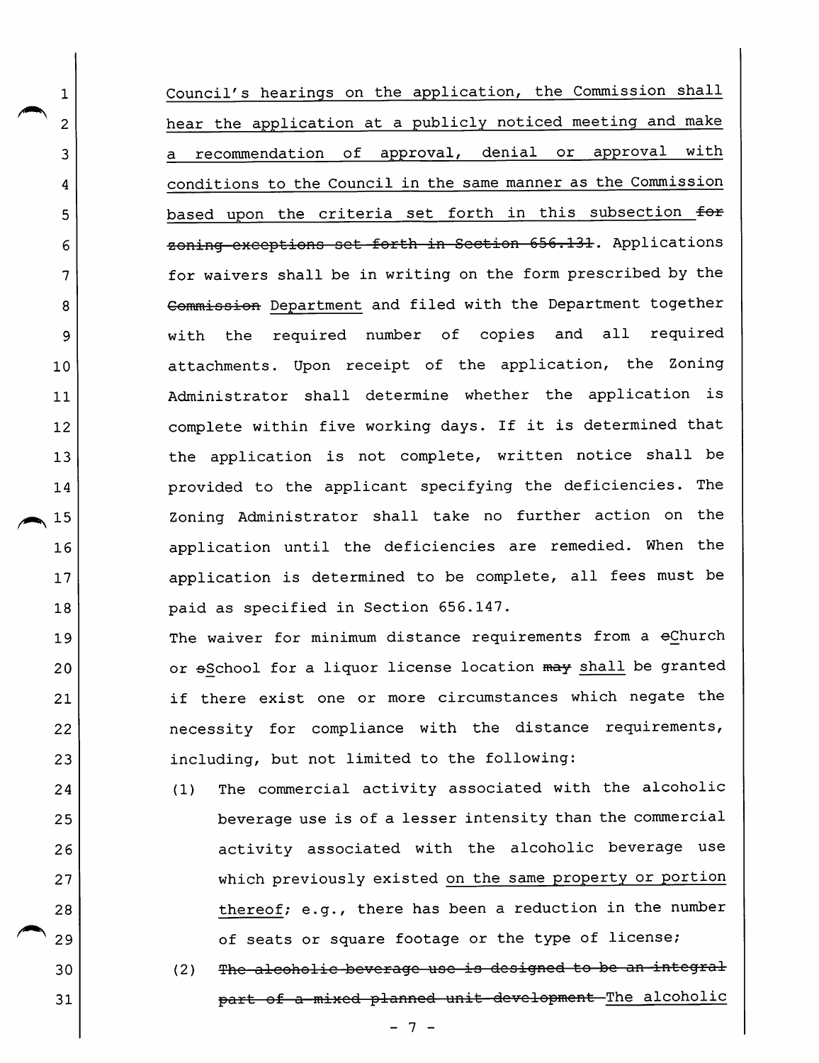Council's hearings on the application, the Commission shall hear the application at a publicly noticed meeting and make a recommendation of approval, denial or approval with conditions to the Council in the same manner as the Commission based upon the criteria set forth in this subsection ~~for zoning exceptions set forth in Section 656.131~~. Applications for waivers shall be in writing on the form prescribed by the ~~Commission~~ Department and filed with the Department together with the required number of copies and all required attachments. Upon receipt of the application, the Zoning Administrator shall determine whether the application is complete within five working days. If it is determined that the application is not complete, written notice shall be provided to the applicant specifying the deficiencies. The Zoning Administrator shall take no further action on the application until the deficiencies are remedied. When the application is determined to be complete, all fees must be paid as specified in Section 656.147.

The waiver for minimum distance requirements from a ~~c~~Church or ~~s~~School for a liquor license location ~~may~~ shall be granted if there exist one or more circumstances which negate the necessity for compliance with the distance requirements, including, but not limited to the following:

(1) The commercial activity associated with the alcoholic beverage use is of a lesser intensity than the commercial activity associated with the alcoholic beverage use which previously existed on the same property or portion thereof; e.g., there has been a reduction in the number of seats or square footage or the type of license;

(2) ~~The alcoholic beverage use is designed to be an integral part of a mixed planned unit development~~ The alcoholic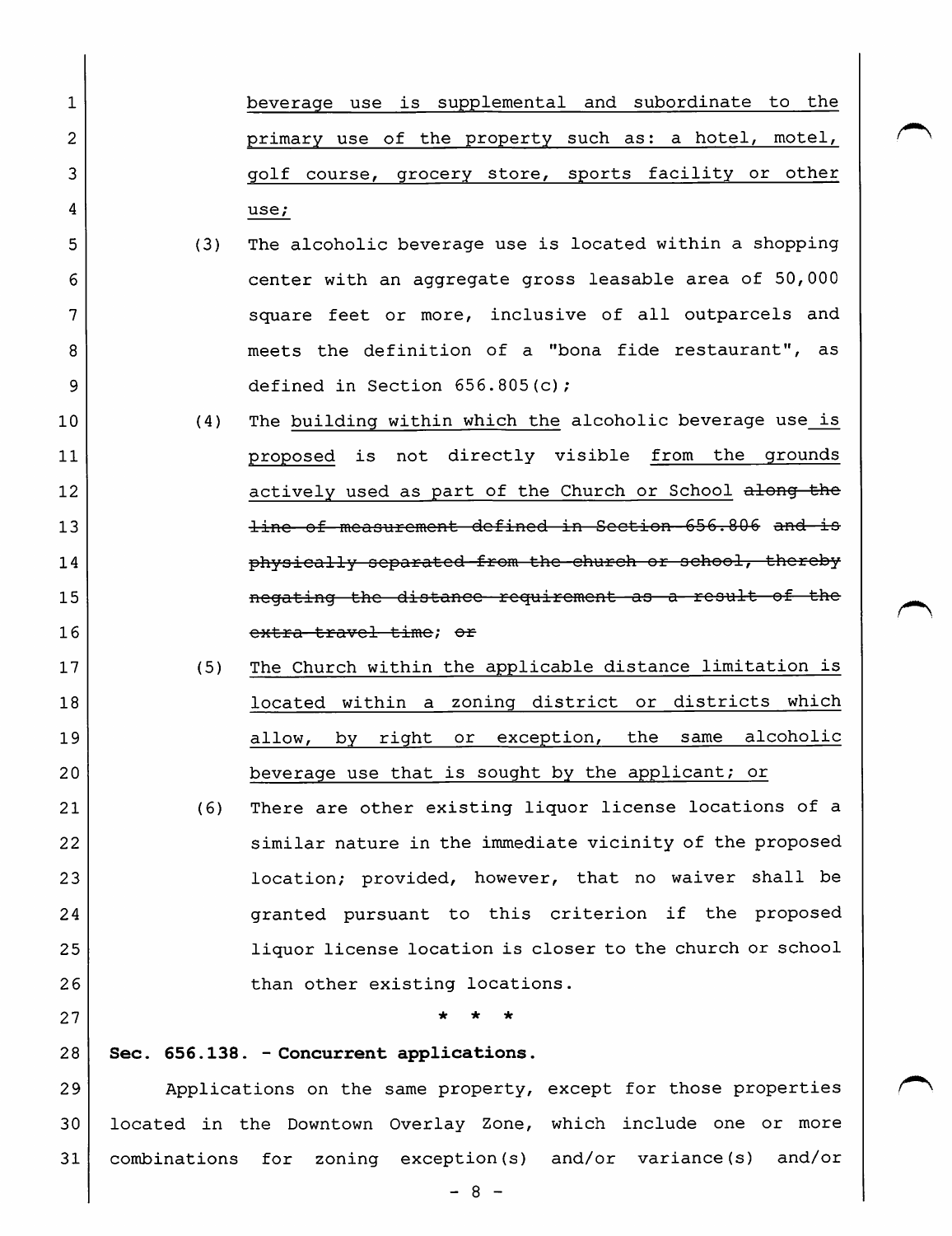beverage use is supplemental and subordinate to the primary use of the property such as: a hotel, motel, golf course, grocery store, sports facility or other use;

(3) The alcoholic beverage use is located within a shopping center with an aggregate gross leasable area of 50,000 square feet or more, inclusive of all outparcels and meets the definition of a "bona fide restaurant", as defined in Section 656.805(c);

(4) The building within which the alcoholic beverage use is proposed is not directly visible from the grounds actively used as part of the Church or School ~~along the line of measurement defined in Section 656.806 and is physically separated from the church or school, thereby negating the distance requirement as a result of the extra travel time~~; ~~or~~

(5) The Church within the applicable distance limitation is located within a zoning district or districts which allow, by right or exception, the same alcoholic beverage use that is sought by the applicant; or

(6) There are other existing liquor license locations of a similar nature in the immediate vicinity of the proposed location; provided, however, that no waiver shall be granted pursuant to this criterion if the proposed liquor license location is closer to the church or school than other existing locations.

\* \* \*

**Sec. 656.138. - Concurrent applications.**

Applications on the same property, except for those properties located in the Downtown Overlay Zone, which include one or more combinations for zoning exception(s) and/or variance(s) and/or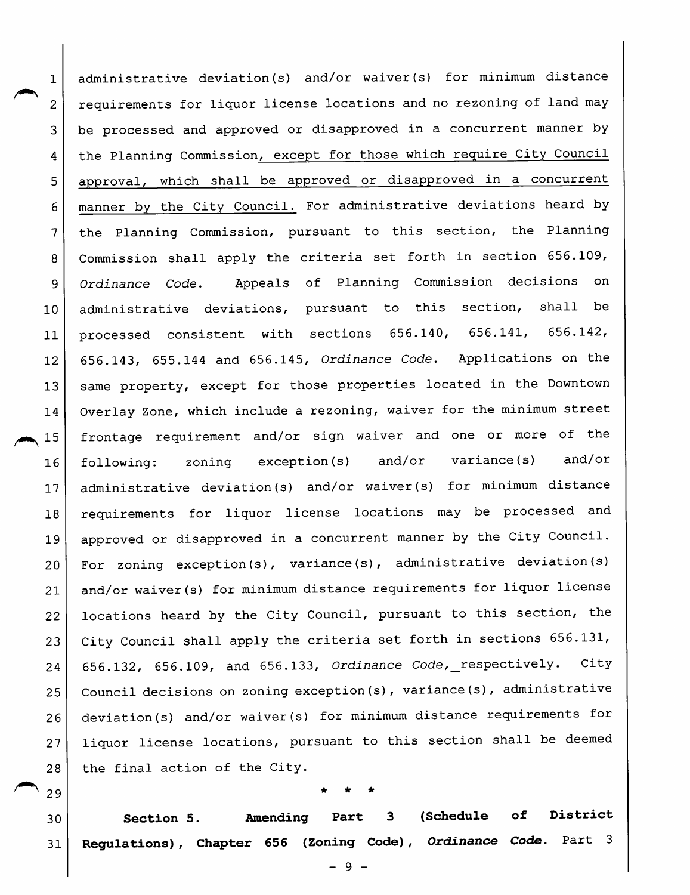administrative deviation(s) and/or waiver(s) for minimum distance requirements for liquor license locations and no rezoning of land may be processed and approved or disapproved in a concurrent manner by the Planning Commission<u>, except for those which require City Council approval, which shall be approved or disapproved in a concurrent manner by the City Council.</u> For administrative deviations heard by the Planning Commission, pursuant to this section, the Planning Commission shall apply the criteria set forth in section 656.109, *Ordinance Code*. Appeals of Planning Commission decisions on administrative deviations, pursuant to this section, shall be processed consistent with sections 656.140, 656.141, 656.142, 656.143, 655.144 and 656.145, *Ordinance Code*. Applications on the same property, except for those properties located in the Downtown Overlay Zone, which include a rezoning, waiver for the minimum street frontage requirement and/or sign waiver and one or more of the following: zoning exception(s) and/or variance(s) and/or administrative deviation(s) and/or waiver(s) for minimum distance requirements for liquor license locations may be processed and approved or disapproved in a concurrent manner by the City Council. For zoning exception(s), variance(s), administrative deviation(s) and/or waiver(s) for minimum distance requirements for liquor license locations heard by the City Council, pursuant to this section, the City Council shall apply the criteria set forth in sections 656.131, 656.132, 656.109, and 656.133, *Ordinance Code*, respectively. City Council decisions on zoning exception(s), variance(s), administrative deviation(s) and/or waiver(s) for minimum distance requirements for liquor license locations, pursuant to this section shall be deemed the final action of the City.

\* \* \*

**Section 5. Amending Part 3 (Schedule of District Regulations), Chapter 656 (Zoning Code), *Ordinance Code*.** Part 3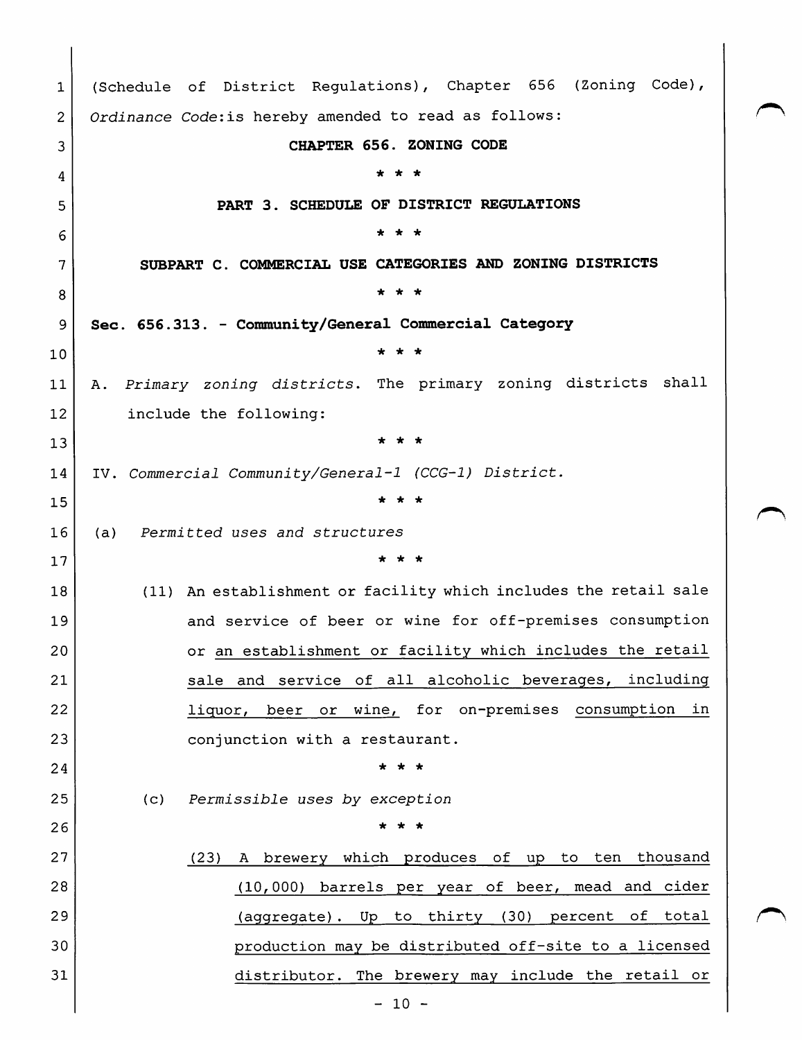(Schedule of District Regulations), Chapter 656 (Zoning Code), *Ordinance Code*:is hereby amended to read as follows:

**CHAPTER 656. ZONING CODE**

\* \* \*

**PART 3. SCHEDULE OF DISTRICT REGULATIONS**

\* \* \*

**SUBPART C. COMMERCIAL USE CATEGORIES AND ZONING DISTRICTS**

\* \* \*

**Sec. 656.313. - Community/General Commercial Category**

\* \* \*

A. *Primary zoning districts*. The primary zoning districts shall include the following:

\* \* \*

IV. *Commercial Community/General-1 (CCG-1) District.*

\* \* \*

(a) *Permitted uses and structures*

\* \* \*

(11) An establishment or facility which includes the retail sale and service of beer or wine for off-premises consumption or <u>an establishment or facility which includes the retail sale and service of all alcoholic beverages, including liquor, beer or wine,</u> for on-premises <u>consumption in</u> conjunction with a restaurant.

\* \* \*

(c) *Permissible uses by exception*

\* \* \*

<u>(23) A brewery which produces of up to ten thousand (10,000) barrels per year of beer, mead and cider (aggregate). Up to thirty (30) percent of total production may be distributed off-site to a licensed distributor. The brewery may include the retail or</u>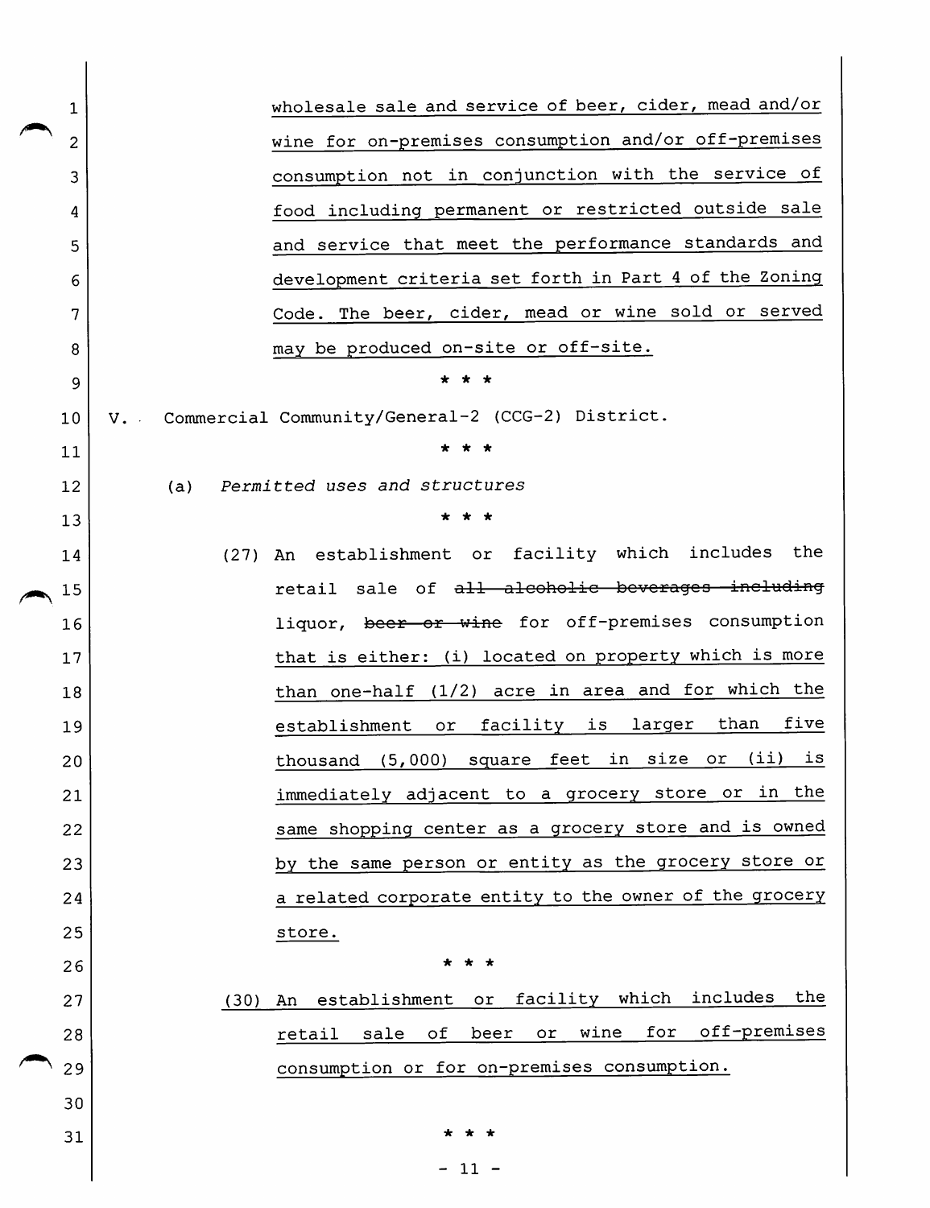wholesale sale and service of beer, cider, mead and/or wine for on-premises consumption and/or off-premises consumption not in conjunction with the service of food including permanent or restricted outside sale and service that meet the performance standards and development criteria set forth in Part 4 of the Zoning Code. The beer, cider, mead or wine sold or served may be produced on-site or off-site.

\* \* \*

V. Commercial Community/General-2 (CCG-2) District.

\* \* \*

(a) *Permitted uses and structures*

\* \* \*

(27) An establishment or facility which includes the retail sale of ~~all alcoholic beverages including~~ liquor, ~~beer or wine~~ for off-premises consumption that is either: (i) located on property which is more than one-half (1/2) acre in area and for which the establishment or facility is larger than five thousand (5,000) square feet in size or (ii) is immediately adjacent to a grocery store or in the same shopping center as a grocery store and is owned by the same person or entity as the grocery store or a related corporate entity to the owner of the grocery store.

\* \* \*

(30) An establishment or facility which includes the retail sale of beer or wine for off-premises consumption or for on-premises consumption.

\* \* \*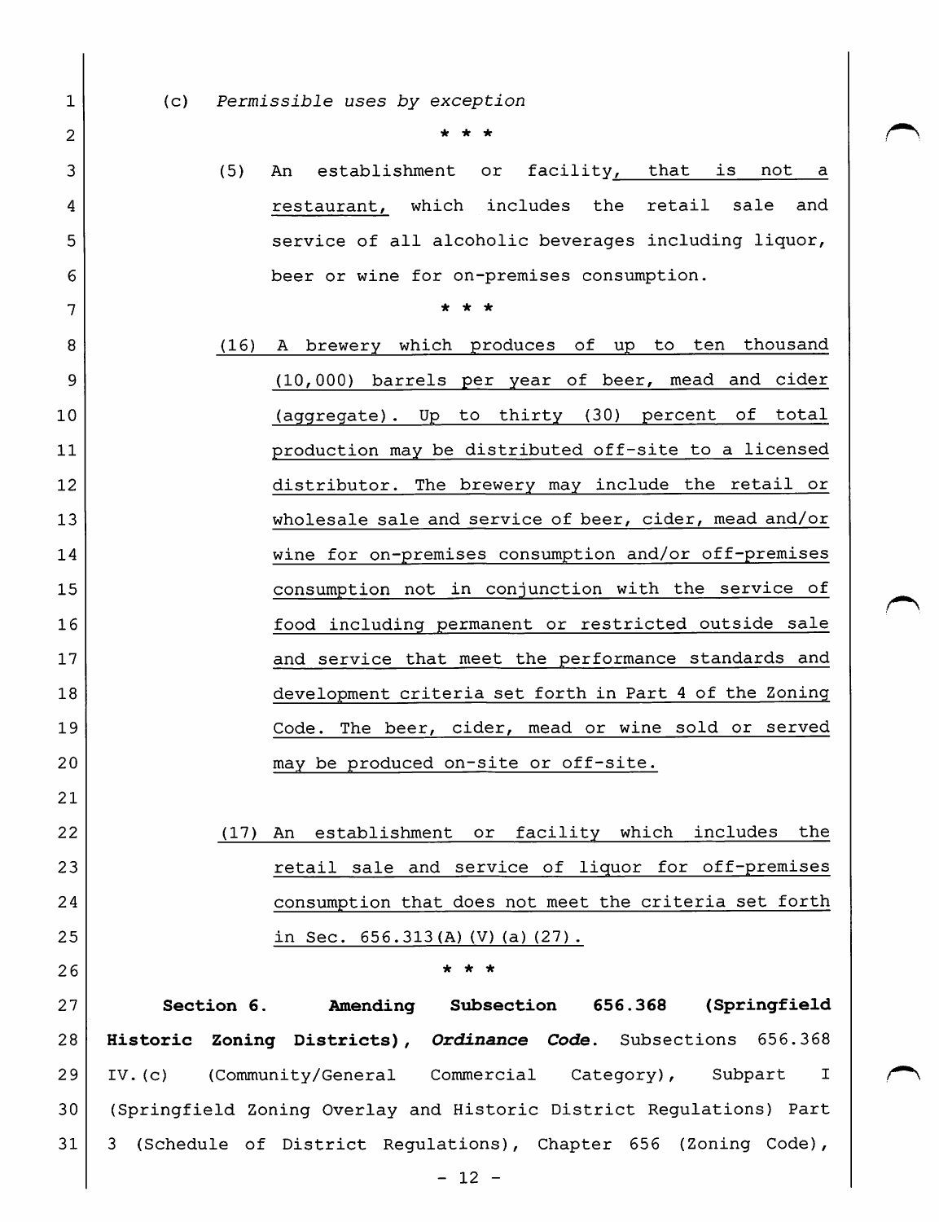(c) *Permissible uses by exception*

\* \* \*

(5) An establishment or facility, that is not a restaurant, which includes the retail sale and service of all alcoholic beverages including liquor, beer or wine for on-premises consumption.

\* \* \*

(16) A brewery which produces of up to ten thousand (10,000) barrels per year of beer, mead and cider (aggregate). Up to thirty (30) percent of total production may be distributed off-site to a licensed distributor. The brewery may include the retail or wholesale sale and service of beer, cider, mead and/or wine for on-premises consumption and/or off-premises consumption not in conjunction with the service of food including permanent or restricted outside sale and service that meet the performance standards and development criteria set forth in Part 4 of the Zoning Code. The beer, cider, mead or wine sold or served may be produced on-site or off-site.

(17) An establishment or facility which includes the retail sale and service of liquor for off-premises consumption that does not meet the criteria set forth in Sec. 656.313(A)(V)(a)(27).

\* \* \*

**Section 6. Amending Subsection 656.368 (Springfield Historic Zoning Districts),** ***Ordinance Code*****.** Subsections 656.368 IV.(c) (Community/General Commercial Category), Subpart I (Springfield Zoning Overlay and Historic District Regulations) Part 3 (Schedule of District Regulations), Chapter 656 (Zoning Code),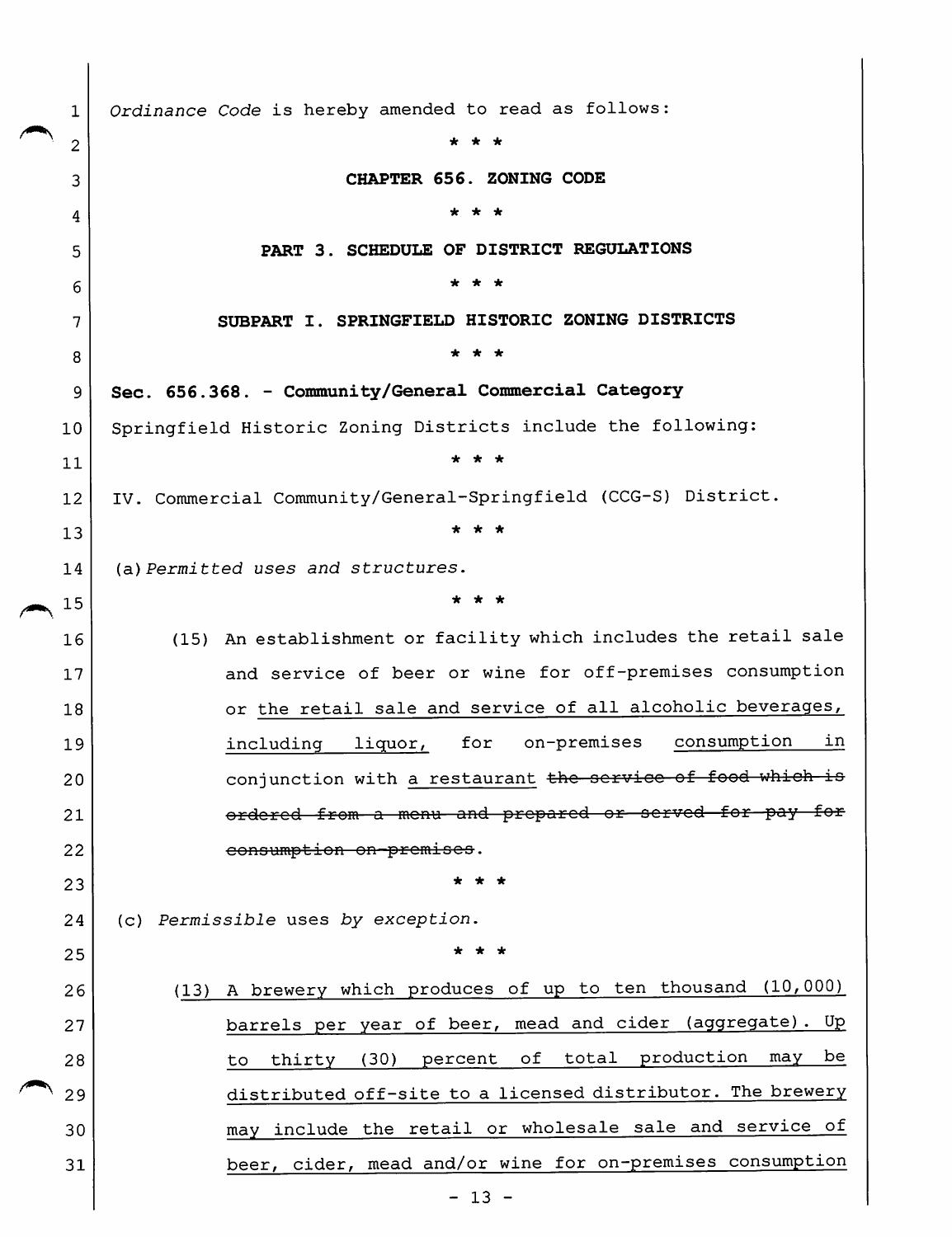*Ordinance Code* is hereby amended to read as follows:

\* \* \*

**CHAPTER 656. ZONING CODE**

\* \* \*

**PART 3. SCHEDULE OF DISTRICT REGULATIONS**

\* \* \*

**SUBPART I. SPRINGFIELD HISTORIC ZONING DISTRICTS**

\* \* \*

**Sec. 656.368. - Community/General Commercial Category**

Springfield Historic Zoning Districts include the following:

\* \* \*

IV. Commercial Community/General-Springfield (CCG-S) District.

\* \* \*

(a) *Permitted uses and structures.*

\* \* \*

(15) An establishment or facility which includes the retail sale and service of beer or wine for off-premises consumption or <u>the retail sale and service of all alcoholic beverages, including liquor,</u> for on-premises <u>consumption in</u> conjunction with <u>a restaurant</u> ~~the service of food which is ordered from a menu and prepared or served for pay for consumption on-premises~~.

\* \* \*

(c) *Permissible* uses *by exception.*

\* \* \*

<u>(13) A brewery which produces of up to ten thousand (10,000) barrels per year of beer, mead and cider (aggregate). Up to thirty (30) percent of total production may be distributed off-site to a licensed distributor. The brewery may include the retail or wholesale sale and service of beer, cider, mead and/or wine for on-premises consumption</u>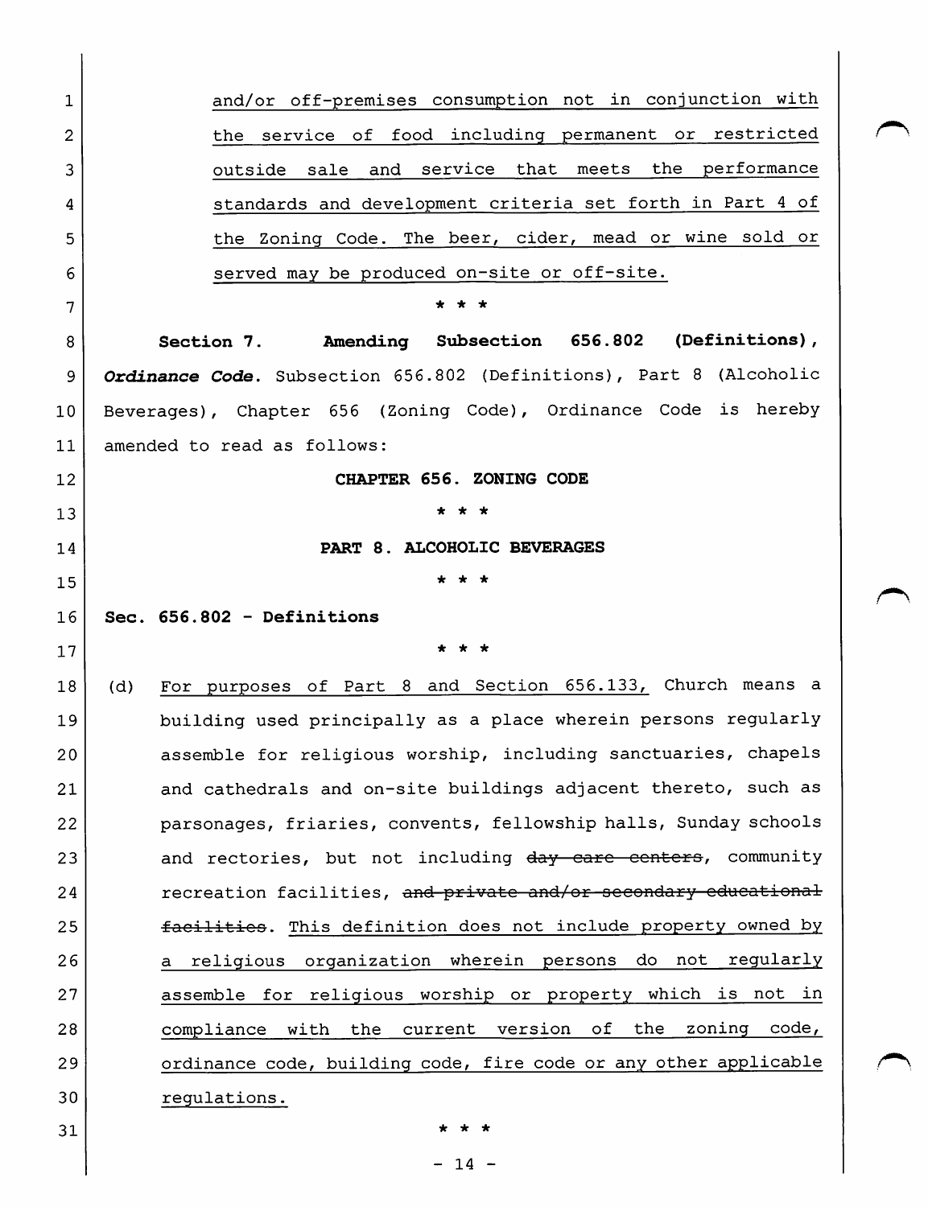and/or off-premises consumption not in conjunction with the service of food including permanent or restricted outside sale and service that meets the performance standards and development criteria set forth in Part 4 of the Zoning Code. The beer, cider, mead or wine sold or served may be produced on-site or off-site.

\* \* \*

**Section 7. Amending Subsection 656.802 (Definitions), *Ordinance Code*.** Subsection 656.802 (Definitions), Part 8 (Alcoholic Beverages), Chapter 656 (Zoning Code), Ordinance Code is hereby amended to read as follows:

**CHAPTER 656. ZONING CODE**

\* \* \*

**PART 8. ALCOHOLIC BEVERAGES**

\* \* \*

**Sec. 656.802 - Definitions**

\* \* \*

(d) For purposes of Part 8 and Section 656.133, Church means a building used principally as a place wherein persons regularly assemble for religious worship, including sanctuaries, chapels and cathedrals and on-site buildings adjacent thereto, such as parsonages, friaries, convents, fellowship halls, Sunday schools and rectories, but not including ~~day care centers~~, community recreation facilities, ~~and private and/or secondary educational facilities~~. This definition does not include property owned by a religious organization wherein persons do not regularly assemble for religious worship or property which is not in compliance with the current version of the zoning code, ordinance code, building code, fire code or any other applicable regulations.

\* \* \*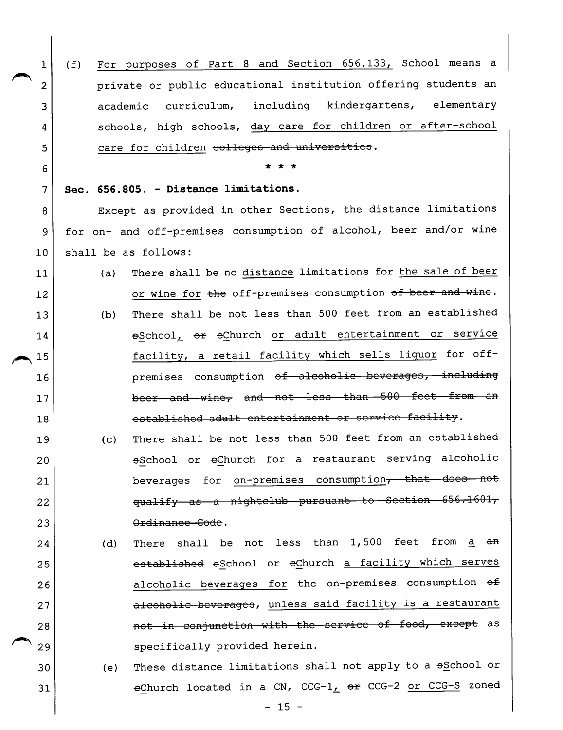(f) <u>For purposes of Part 8 and Section 656.133,</u> School means a private or public educational institution offering students an academic curriculum, including kindergartens, elementary schools, high schools, <u>day care for children or after-school care for children</u> ~~colleges and universities~~.

\* \* \*

**Sec. 656.805. - Distance limitations.**

Except as provided in other Sections, the distance limitations for on- and off-premises consumption of alcohol, beer and/or wine shall be as follows:

(a) There shall be no <u>distance</u> limitations for <u>the sale of beer or wine for</u> ~~the~~ off-premises consumption ~~of beer and wine~~.

(b) There shall be not less than 500 feet from an established ~~s~~<u>S</u>chool<u>,</u> ~~or~~ ~~c~~<u>C</u>hurch <u>or adult entertainment or service facility, a retail facility which sells liquor</u> for off-premises consumption ~~of alcoholic beverages, including beer and wine, and not less than 500 feet from an established adult entertainment or service facility~~.

(c) There shall be not less than 500 feet from an established ~~s~~<u>S</u>chool or ~~c~~<u>C</u>hurch for a restaurant serving alcoholic beverages for <u>on-premises consumption</u>~~, that does not qualify as a nightclub pursuant to Section 656.1601, Ordinance Code~~.

(d) There shall be not less than 1,500 feet from <u>a</u> ~~an established~~ ~~s~~<u>S</u>chool or ~~c~~<u>C</u>hurch <u>a facility which serves alcoholic beverages for</u> ~~the~~ on-premises consumption ~~of alcoholic beverages~~, <u>unless said facility is a restaurant</u> ~~not in conjunction with the service of food, except~~ as specifically provided herein.

(e) These distance limitations shall not apply to a ~~s~~<u>S</u>chool or ~~c~~<u>C</u>hurch located in a CN, CCG-1<u>,</u> ~~or~~ CCG-2 <u>or CCG-S</u> zoned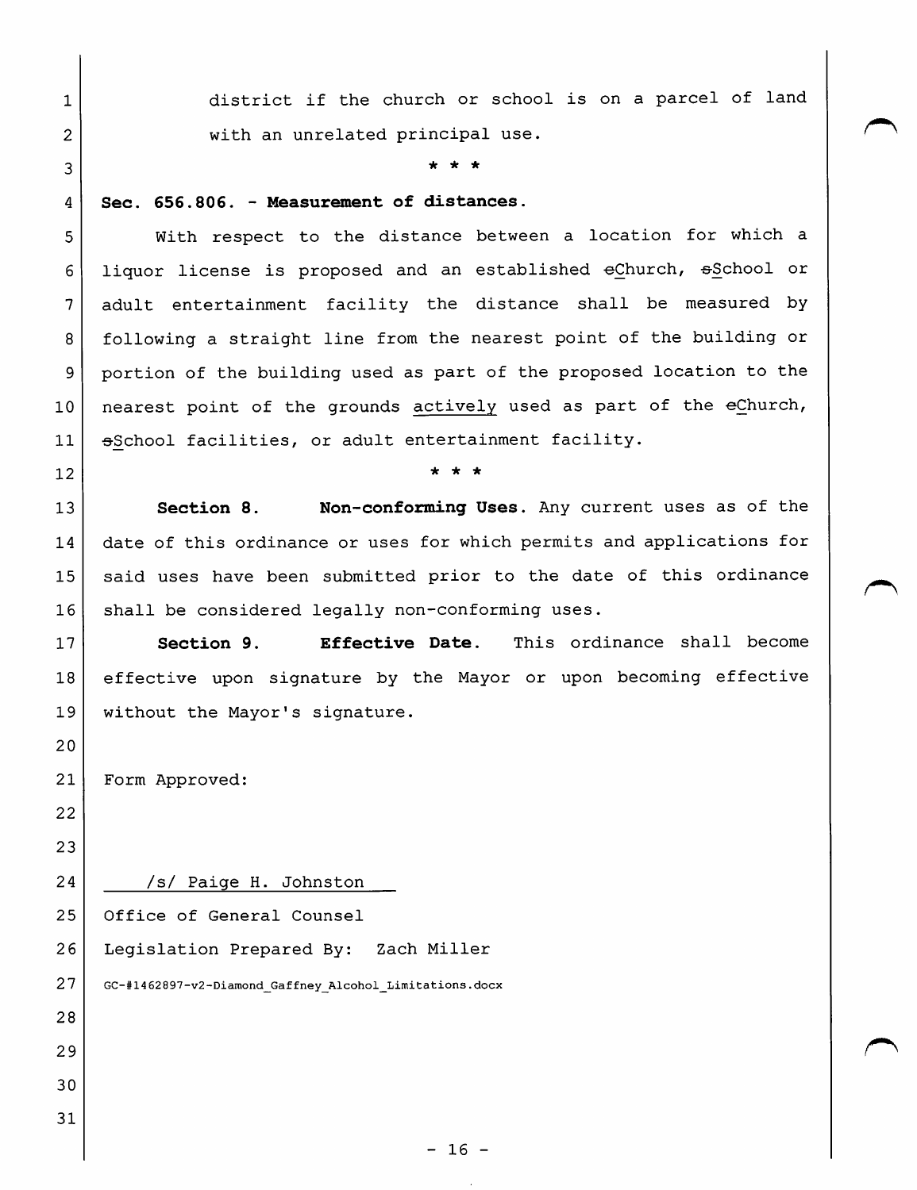district if the church or school is on a parcel of land with an unrelated principal use.

* * *

**Sec. 656.806. - Measurement of distances.**

With respect to the distance between a location for which a liquor license is proposed and an established ~~c~~<u>C</u>hurch, ~~s~~<u>S</u>chool or adult entertainment facility the distance shall be measured by following a straight line from the nearest point of the building or portion of the building used as part of the proposed location to the nearest point of the grounds <u>actively</u> used as part of the ~~c~~<u>C</u>hurch, ~~s~~<u>S</u>chool facilities, or adult entertainment facility.

* * *

**Section 8. Non-conforming Uses.** Any current uses as of the date of this ordinance or uses for which permits and applications for said uses have been submitted prior to the date of this ordinance shall be considered legally non-conforming uses.

**Section 9. Effective Date.** This ordinance shall become effective upon signature by the Mayor or upon becoming effective without the Mayor's signature.

Form Approved:

<u>/s/ Paige H. Johnston</u>

Office of General Counsel

Legislation Prepared By: Zach Miller

GC-#1462897-v2-Diamond_Gaffney_Alcohol_Limitations.docx